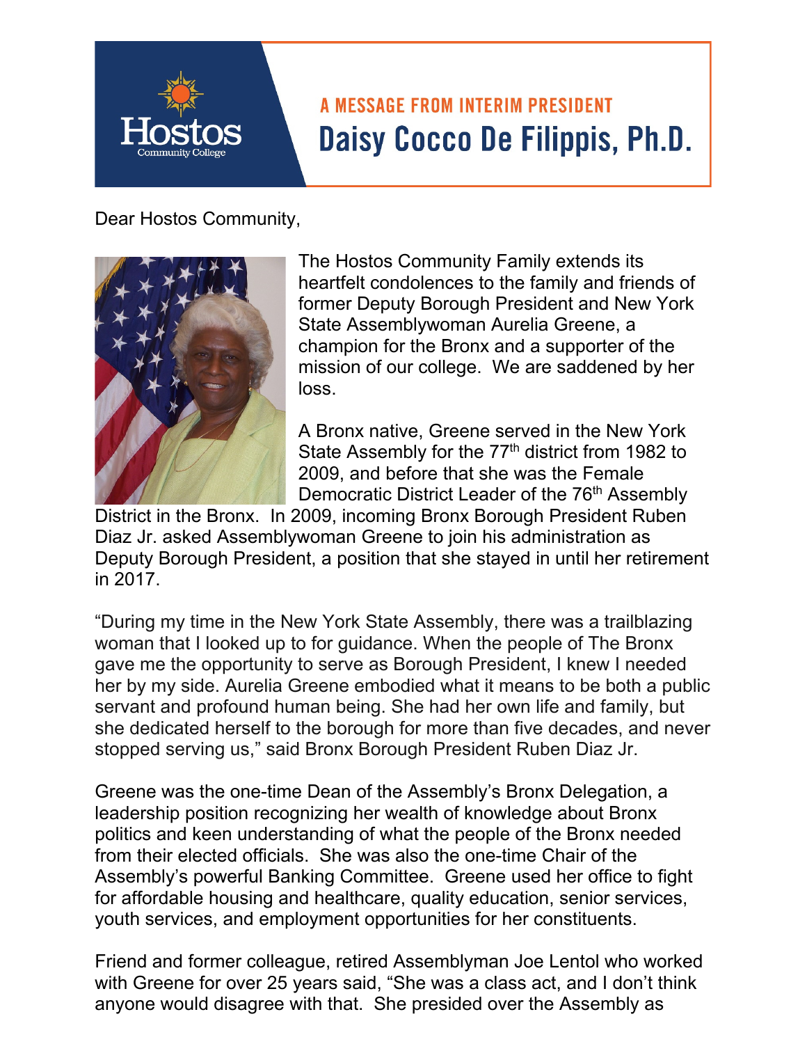# A MESSAGE FROM INTERIM PRESIDENT

## Daisy Cocco De Filippis, Ph.D.

Dear Hostos Community,

The Hostos Community Family extends its heartfelt condolences to the family and friends of former Deputy Borough President and New York State Assemblywoman Aurelia Greene, a champion for the Bronx and a supporter of the mission of our college. We are saddened by her loss.

A Bronx native, Greene served in the New York State Assembly for the 77th district from 1982 to 2009, and before that she was the Female Democratic District Leader of the 76th Assembly District in the Bronx. In 2009, incoming Bronx Borough President Ruben Diaz Jr. asked Assemblywoman Greene to join his administration as Deputy Borough President, a position that she stayed in until her retirement in 2017.

"During my time in the New York State Assembly, there was a trailblazing woman that I looked up to for guidance. When the people of The Bronx gave me the opportunity to serve as Borough President, I knew I needed her by my side. Aurelia Greene embodied what it means to be both a public servant and profound human being. She had her own life and family, but she dedicated herself to the borough for more than five decades, and never stopped serving us," said Bronx Borough President Ruben Diaz Jr.

Greene was the one-time Dean of the Assembly's Bronx Delegation, a leadership position recognizing her wealth of knowledge about Bronx politics and keen understanding of what the people of the Bronx needed from their elected officials. She was also the one-time Chair of the Assembly's powerful Banking Committee. Greene used her office to fight for affordable housing and healthcare, quality education, senior services, youth services, and employment opportunities for her constituents.

Friend and former colleague, retired Assemblyman Joe Lentol who worked with Greene for over 25 years said, "She was a class act, and I don't think anyone would disagree with that. She presided over the Assembly as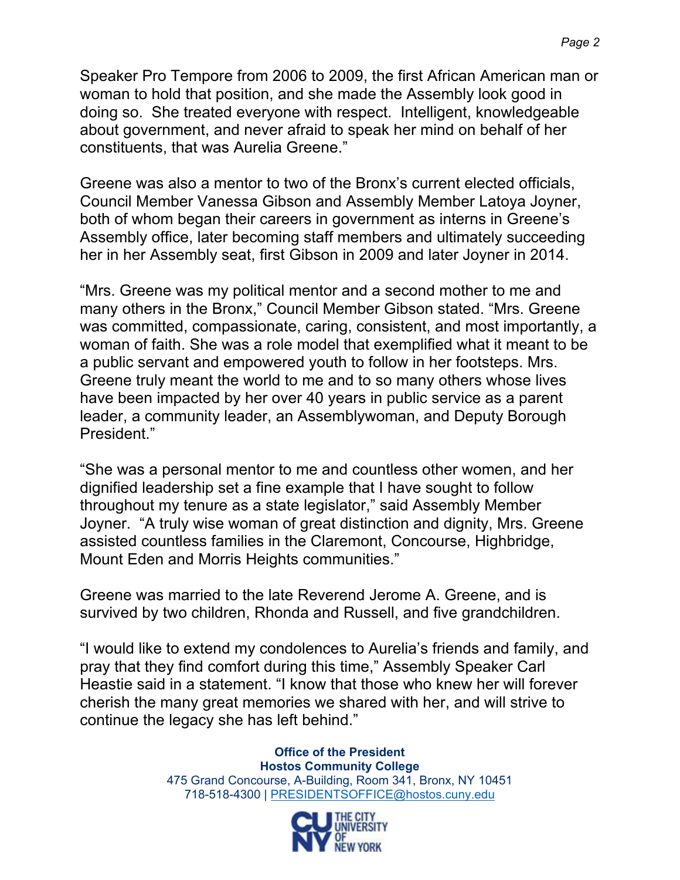Speaker Pro Tempore from 2006 to 2009, the first African American man or woman to hold that position, and she made the Assembly look good in doing so. She treated everyone with respect. Intelligent, knowledgeable about government, and never afraid to speak her mind on behalf of her constituents, that was Aurelia Greene."

Greene was also a mentor to two of the Bronx's current elected officials, Council Member Vanessa Gibson and Assembly Member Latoya Joyner, both of whom began their careers in government as interns in Greene's Assembly office, later becoming staff members and ultimately succeeding her in her Assembly seat, first Gibson in 2009 and later Joyner in 2014.

"Mrs. Greene was my political mentor and a second mother to me and many others in the Bronx," Council Member Gibson stated. "Mrs. Greene was committed, compassionate, caring, consistent, and most importantly, a woman of faith. She was a role model that exemplified what it meant to be a public servant and empowered youth to follow in her footsteps. Mrs. Greene truly meant the world to me and to so many others whose lives have been impacted by her over 40 years in public service as a parent leader, a community leader, an Assemblywoman, and Deputy Borough President."

"She was a personal mentor to me and countless other women, and her dignified leadership set a fine example that I have sought to follow throughout my tenure as a state legislator," said Assembly Member Joyner. "A truly wise woman of great distinction and dignity, Mrs. Greene assisted countless families in the Claremont, Concourse, Highbridge, Mount Eden and Morris Heights communities."

Greene was married to the late Reverend Jerome A. Greene, and is survived by two children, Rhonda and Russell, and five grandchildren.

"I would like to extend my condolences to Aurelia's friends and family, and pray that they find comfort during this time," Assembly Speaker Carl Heastie said in a statement. "I know that those who knew her will forever cherish the many great memories we shared with her, and will strive to continue the legacy she has left behind."

**Office of the President**
**Hostos Community College**
475 Grand Concourse, A-Building, Room 341, Bronx, NY 10451
718-518-4300 | PRESIDENTSOFFICE@hostos.cuny.edu

CUNY THE CITY UNIVERSITY OF NEW YORK